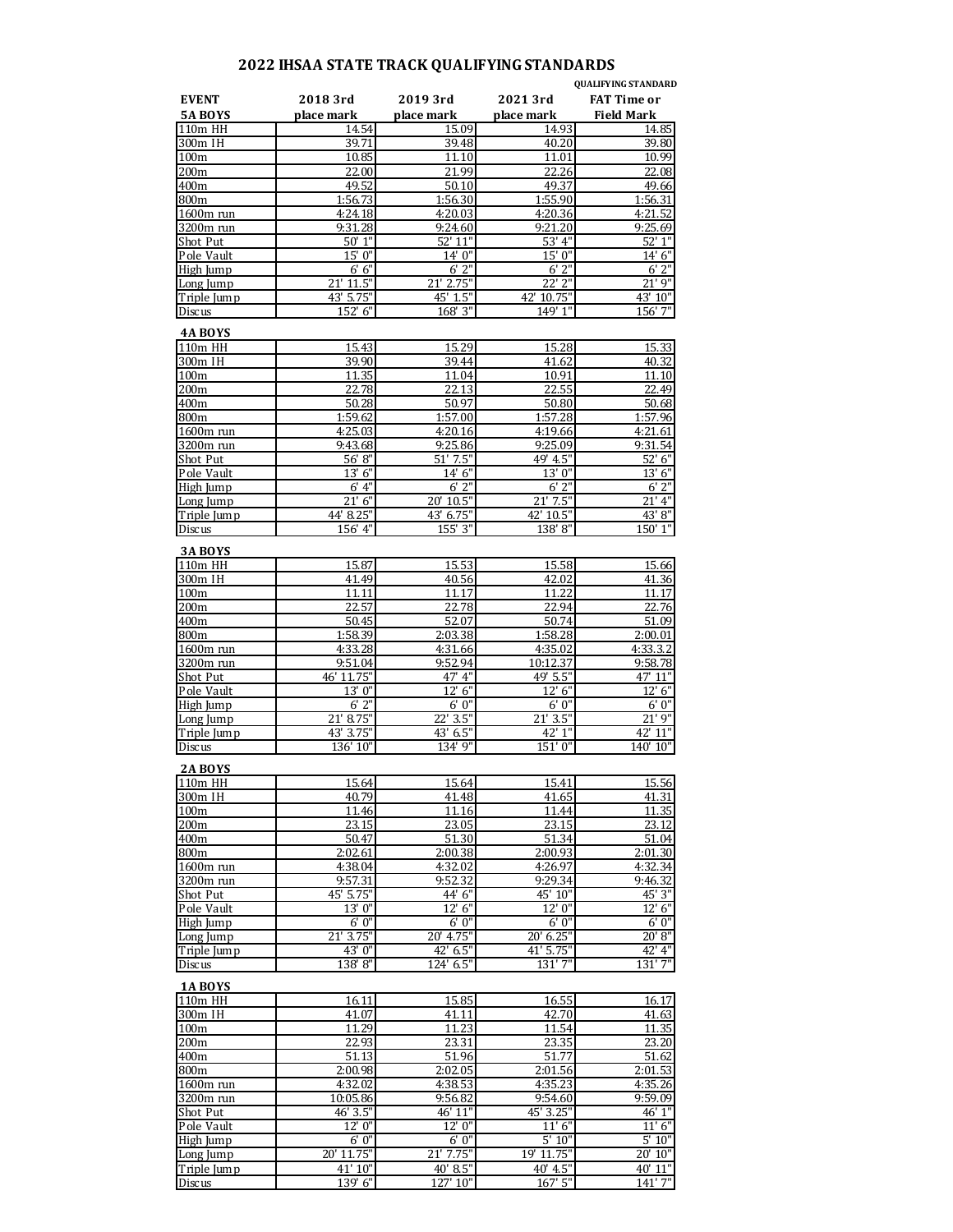# 2022 IHSAA STATE TRACK QUALIFYING STANDARDS

| EVENT | 2018 3rd place mark | 2019 3rd place mark | 2021 3rd place mark | QUALIFYING STANDARD FAT Time or Field Mark |
|---|---|---|---|---|
| **5A BOYS** | | | | |
| 110m HH | 14.54 | 15.09 | 14.93 | 14.85 |
| 300m IH | 39.71 | 39.48 | 40.20 | 39.80 |
| 100m | 10.85 | 11.10 | 11.01 | 10.99 |
| 200m | 22.00 | 21.99 | 22.26 | 22.08 |
| 400m | 49.52 | 50.10 | 49.37 | 49.66 |
| 800m | 1:56.73 | 1:56.30 | 1:55.90 | 1:56.31 |
| 1600m run | 4:24.18 | 4:20.03 | 4:20.36 | 4:21.52 |
| 3200m run | 9:31.28 | 9:24.60 | 9:21.20 | 9:25.69 |
| Shot Put | 50' 1" | 52' 11" | 53' 4" | 52' 1" |
| Pole Vault | 15' 0" | 14' 0" | 15' 0" | 14' 6" |
| High Jump | 6' 6" | 6' 2" | 6' 2" | 6' 2" |
| Long Jump | 21' 11.5" | 21' 2.75" | 22' 2" | 21' 9" |
| Triple Jump | 43' 5.75" | 45' 1.5" | 42' 10.75" | 43' 10" |
| Discus | 152' 6" | 168' 3" | 149' 1" | 156' 7" |
| **4A BOYS** | | | | |
| 110m HH | 15.43 | 15.29 | 15.28 | 15.33 |
| 300m IH | 39.90 | 39.44 | 41.62 | 40.32 |
| 100m | 11.35 | 11.04 | 10.91 | 11.10 |
| 200m | 22.78 | 22.13 | 22.55 | 22.49 |
| 400m | 50.28 | 50.97 | 50.80 | 50.68 |
| 800m | 1:59.62 | 1:57.00 | 1:57.28 | 1:57.96 |
| 1600m run | 4:25.03 | 4:20.16 | 4:19.66 | 4:21.61 |
| 3200m run | 9:43.68 | 9:25.86 | 9:25.09 | 9:31.54 |
| Shot Put | 56' 8" | 51' 7.5" | 49' 4.5" | 52' 6" |
| Pole Vault | 13' 6" | 14' 6" | 13' 0" | 13' 6" |
| High Jump | 6' 4" | 6' 2" | 6' 2" | 6' 2" |
| Long Jump | 21' 6" | 20' 10.5" | 21' 7.5" | 21' 4" |
| Triple Jump | 44' 8.25" | 43' 6.75" | 42' 10.5" | 43' 8" |
| Discus | 156' 4" | 155' 3" | 138' 8" | 150' 1" |
| **3A BOYS** | | | | |
| 110m HH | 15.87 | 15.53 | 15.58 | 15.66 |
| 300m IH | 41.49 | 40.56 | 42.02 | 41.36 |
| 100m | 11.11 | 11.17 | 11.22 | 11.17 |
| 200m | 22.57 | 22.78 | 22.94 | 22.76 |
| 400m | 50.45 | 52.07 | 50.74 | 51.09 |
| 800m | 1:58.39 | 2:03.38 | 1:58.28 | 2:00.01 |
| 1600m run | 4:33.28 | 4:31.66 | 4:35.02 | 4:33.3.2 |
| 3200m run | 9:51.04 | 9:52.94 | 10:12.37 | 9:58.78 |
| Shot Put | 46' 11.75" | 47' 4" | 49' 5.5" | 47' 11" |
| Pole Vault | 13' 0" | 12' 6" | 12' 6" | 12' 6" |
| High Jump | 6' 2" | 6' 0" | 6' 0" | 6' 0" |
| Long Jump | 21' 8.75" | 22' 3.5" | 21' 3.5" | 21' 9" |
| Triple Jump | 43' 3.75" | 43' 6.5" | 42' 1" | 42' 11" |
| Discus | 136' 10" | 134' 9" | 151' 0" | 140' 10" |
| **2A BOYS** | | | | |
| 110m HH | 15.64 | 15.64 | 15.41 | 15.56 |
| 300m IH | 40.79 | 41.48 | 41.65 | 41.31 |
| 100m | 11.46 | 11.16 | 11.44 | 11.35 |
| 200m | 23.15 | 23.05 | 23.15 | 23.12 |
| 400m | 50.47 | 51.30 | 51.34 | 51.04 |
| 800m | 2:02.61 | 2:00.38 | 2:00.93 | 2:01.30 |
| 1600m run | 4:38.04 | 4:32.02 | 4:26.97 | 4:32.34 |
| 3200m run | 9:57.31 | 9:52.32 | 9:29.34 | 9:46.32 |
| Shot Put | 45' 5.75" | 44' 6" | 45' 10" | 45' 3" |
| Pole Vault | 13' 0" | 12' 6" | 12' 0" | 12' 6" |
| High Jump | 6' 0" | 6' 0" | 6' 0" | 6' 0" |
| Long Jump | 21' 3.75" | 20' 4.75" | 20' 6.25" | 20' 8" |
| Triple Jump | 43' 0" | 42' 6.5" | 41' 5.75" | 42' 4" |
| Discus | 138' 8" | 124' 6.5" | 131' 7" | 131' 7" |
| **1A BOYS** | | | | |
| 110m HH | 16.11 | 15.85 | 16.55 | 16.17 |
| 300m IH | 41.07 | 41.11 | 42.70 | 41.63 |
| 100m | 11.29 | 11.23 | 11.54 | 11.35 |
| 200m | 22.93 | 23.31 | 23.35 | 23.20 |
| 400m | 51.13 | 51.96 | 51.77 | 51.62 |
| 800m | 2:00.98 | 2:02.05 | 2:01.56 | 2:01.53 |
| 1600m run | 4:32.02 | 4:38.53 | 4:35.23 | 4:35.26 |
| 3200m run | 10:05.86 | 9:56.82 | 9:54.60 | 9:59.09 |
| Shot Put | 46' 3.5" | 46' 11" | 45' 3.25" | 46' 1" |
| Pole Vault | 12' 0" | 12' 0" | 11' 6" | 11' 6" |
| High Jump | 6' 0" | 6' 0" | 5' 10" | 5' 10" |
| Long Jump | 20' 11.75" | 21' 7.75" | 19' 11.75" | 20' 10" |
| Triple Jump | 41' 10" | 40' 8.5" | 40' 4.5" | 40' 11" |
| Discus | 139' 6" | 127' 10" | 167' 5" | 141' 7" |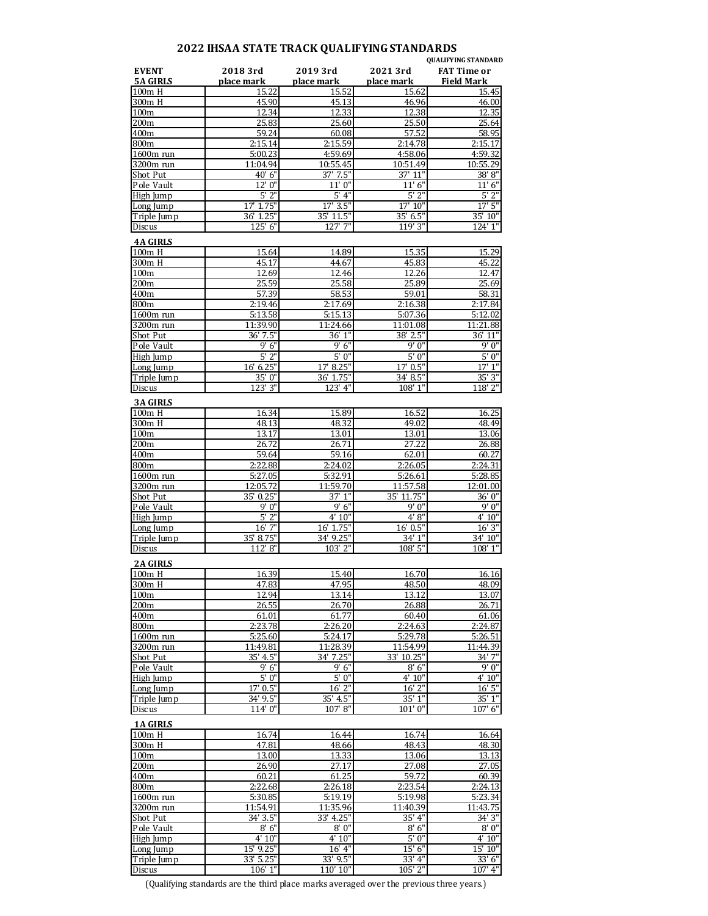# 2022 IHSAA STATE TRACK QUALIFYING STANDARDS

| EVENT | 2018 3rd place mark | 2019 3rd place mark | 2021 3rd place mark | QUALIFYING STANDARD FAT Time or Field Mark |
|---|---|---|---|---|
| **5A GIRLS** | | | | |
| 100m H | 15.22 | 15.52 | 15.62 | 15.45 |
| 300m H | 45.90 | 45.13 | 46.96 | 46.00 |
| 100m | 12.34 | 12.33 | 12.38 | 12.35 |
| 200m | 25.83 | 25.60 | 25.50 | 25.64 |
| 400m | 59.24 | 60.08 | 57.52 | 58.95 |
| 800m | 2:15.14 | 2:15.59 | 2:14.78 | 2:15.17 |
| 1600m run | 5:00.23 | 4:59.69 | 4:58.06 | 4:59.32 |
| 3200m run | 11:04.94 | 10:55.45 | 10:51.49 | 10:55.29 |
| Shot Put | 40' 6" | 37' 7.5" | 37' 11" | 38' 8" |
| Pole Vault | 12' 0" | 11' 0" | 11' 6" | 11' 6" |
| High Jump | 5' 2" | 5' 4" | 5' 2" | 5' 2" |
| Long Jump | 17' 1.75" | 17' 3.5" | 17' 10" | 17' 5" |
| Triple Jump | 36' 1.25" | 35' 11.5" | 35' 6.5" | 35' 10" |
| Discus | 125' 6" | 127' 7" | 119' 3" | 124' 1" |
| **4A GIRLS** | | | | |
| 100m H | 15.64 | 14.89 | 15.35 | 15.29 |
| 300m H | 45.17 | 44.67 | 45.83 | 45.22 |
| 100m | 12.69 | 12.46 | 12.26 | 12.47 |
| 200m | 25.59 | 25.58 | 25.89 | 25.69 |
| 400m | 57.39 | 58.53 | 59.01 | 58.31 |
| 800m | 2:19.46 | 2:17.69 | 2:16.38 | 2:17.84 |
| 1600m run | 5:13.58 | 5:15.13 | 5:07.36 | 5:12.02 |
| 3200m run | 11:39.90 | 11:24.66 | 11:01.08 | 11:21.88 |
| Shot Put | 36' 7.5" | 36' 1" | 38' 2.5" | 36' 11" |
| Pole Vault | 9' 6" | 9' 6" | 9' 0" | 9' 0" |
| High Jump | 5' 2" | 5' 0" | 5' 0" | 5' 0" |
| Long Jump | 16' 6.25" | 17' 8.25" | 17' 0.5" | 17' 1" |
| Triple Jump | 35' 0" | 36' 1.75" | 34' 8.5" | 35' 3" |
| Discus | 123' 3" | 123' 4" | 108' 1" | 118' 2" |
| **3A GIRLS** | | | | |
| 100m H | 16.34 | 15.89 | 16.52 | 16.25 |
| 300m H | 48.13 | 48.32 | 49.02 | 48.49 |
| 100m | 13.17 | 13.01 | 13.01 | 13.06 |
| 200m | 26.72 | 26.71 | 27.22 | 26.88 |
| 400m | 59.64 | 59.16 | 62.01 | 60.27 |
| 800m | 2:22.88 | 2:24.02 | 2:26.05 | 2:24.31 |
| 1600m run | 5:27.05 | 5:32.91 | 5:26.61 | 5:28.85 |
| 3200m run | 12:05.72 | 11:59.70 | 11:57.58 | 12:01.00 |
| Shot Put | 35' 0.25" | 37' 1" | 35' 11.75" | 36' 0" |
| Pole Vault | 9' 0" | 9' 6" | 9' 0" | 9' 0" |
| High Jump | 5' 2" | 4' 10" | 4' 8" | 4' 10" |
| Long Jump | 16' 7" | 16' 1.75" | 16' 0.5" | 16' 3" |
| Triple Jump | 35' 8.75" | 34' 9.25" | 34' 1" | 34' 10" |
| Discus | 112' 8" | 103' 2" | 108' 5" | 108' 1" |
| **2A GIRLS** | | | | |
| 100m H | 16.39 | 15.40 | 16.70 | 16.16 |
| 300m H | 47.83 | 47.95 | 48.50 | 48.09 |
| 100m | 12.94 | 13.14 | 13.12 | 13.07 |
| 200m | 26.55 | 26.70 | 26.88 | 26.71 |
| 400m | 61.01 | 61.77 | 60.40 | 61.06 |
| 800m | 2:23.78 | 2:26.20 | 2:24.63 | 2:24.87 |
| 1600m run | 5:25.60 | 5:24.17 | 5:29.78 | 5:26.51 |
| 3200m run | 11:49.81 | 11:28.39 | 11:54.99 | 11:44.39 |
| Shot Put | 35' 4.5" | 34' 7.25" | 33' 10.25" | 34' 7" |
| Pole Vault | 9' 6" | 9' 6" | 8' 6" | 9' 0" |
| High Jump | 5' 0" | 5' 0" | 4' 10" | 4' 10" |
| Long Jump | 17' 0.5" | 16' 2" | 16' 2" | 16' 5" |
| Triple Jump | 34' 9.5" | 35' 4.5" | 35' 1" | 35' 1" |
| Discus | 114' 0" | 107' 8" | 101' 0" | 107' 6" |
| **1A GIRLS** | | | | |
| 100m H | 16.74 | 16.44 | 16.74 | 16.64 |
| 300m H | 47.81 | 48.66 | 48.43 | 48.30 |
| 100m | 13.00 | 13.33 | 13.06 | 13.13 |
| 200m | 26.90 | 27.17 | 27.08 | 27.05 |
| 400m | 60.21 | 61.25 | 59.72 | 60.39 |
| 800m | 2:22.68 | 2:26.18 | 2:23.54 | 2:24.13 |
| 1600m run | 5:30.85 | 5:19.19 | 5:19.98 | 5:23.34 |
| 3200m run | 11:54.91 | 11:35.96 | 11:40.39 | 11:43.75 |
| Shot Put | 34' 3.5" | 33' 4.25" | 35' 4" | 34' 3" |
| Pole Vault | 8' 6" | 8' 0" | 8' 6" | 8' 0" |
| High Jump | 4' 10" | 4' 10" | 5' 0" | 4' 10" |
| Long Jump | 15' 9.25" | 16' 4" | 15' 6" | 15' 10" |
| Triple Jump | 33' 5.25" | 33' 9.5" | 33' 4" | 33' 6" |
| Discus | 106' 1" | 110' 10" | 105' 2" | 107' 4" |

(Qualifying standards are the third place marks averaged over the previous three years.)